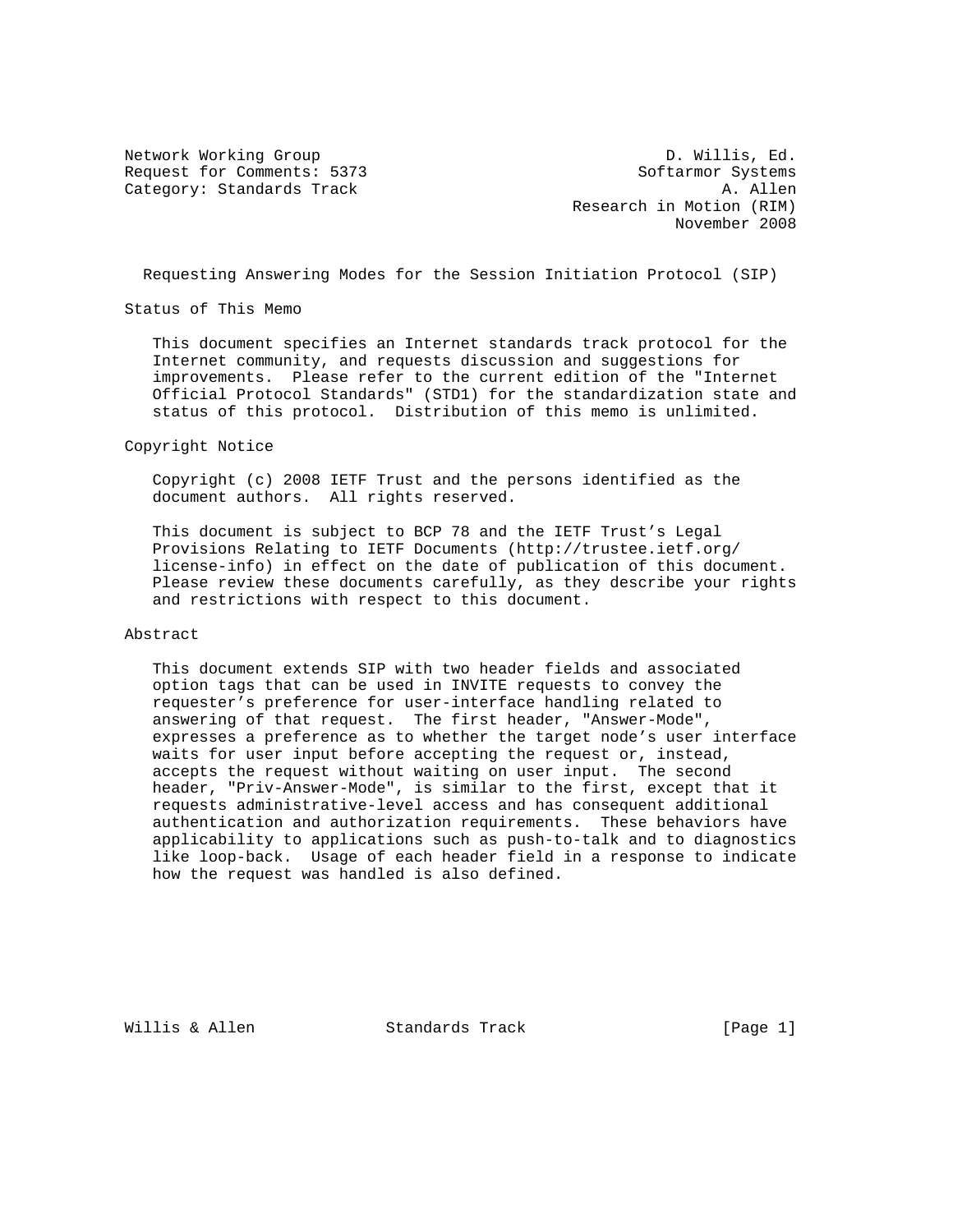Network Working Group D. Willis, Ed.
Request for Comments: 5373 Softarmor Systems
Category: Standards Track A. Allen
Research in Motion (RIM)
November 2008

# Requesting Answering Modes for the Session Initiation Protocol (SIP)

## Status of This Memo

This document specifies an Internet standards track protocol for the Internet community, and requests discussion and suggestions for improvements. Please refer to the current edition of the "Internet Official Protocol Standards" (STD1) for the standardization state and status of this protocol. Distribution of this memo is unlimited.

## Copyright Notice

Copyright (c) 2008 IETF Trust and the persons identified as the document authors. All rights reserved.

This document is subject to BCP 78 and the IETF Trust's Legal Provisions Relating to IETF Documents (http://trustee.ietf.org/license-info) in effect on the date of publication of this document. Please review these documents carefully, as they describe your rights and restrictions with respect to this document.

## Abstract

This document extends SIP with two header fields and associated option tags that can be used in INVITE requests to convey the requester's preference for user-interface handling related to answering of that request. The first header, "Answer-Mode", expresses a preference as to whether the target node's user interface waits for user input before accepting the request or, instead, accepts the request without waiting on user input. The second header, "Priv-Answer-Mode", is similar to the first, except that it requests administrative-level access and has consequent additional authentication and authorization requirements. These behaviors have applicability to applications such as push-to-talk and to diagnostics like loop-back. Usage of each header field in a response to indicate how the request was handled is also defined.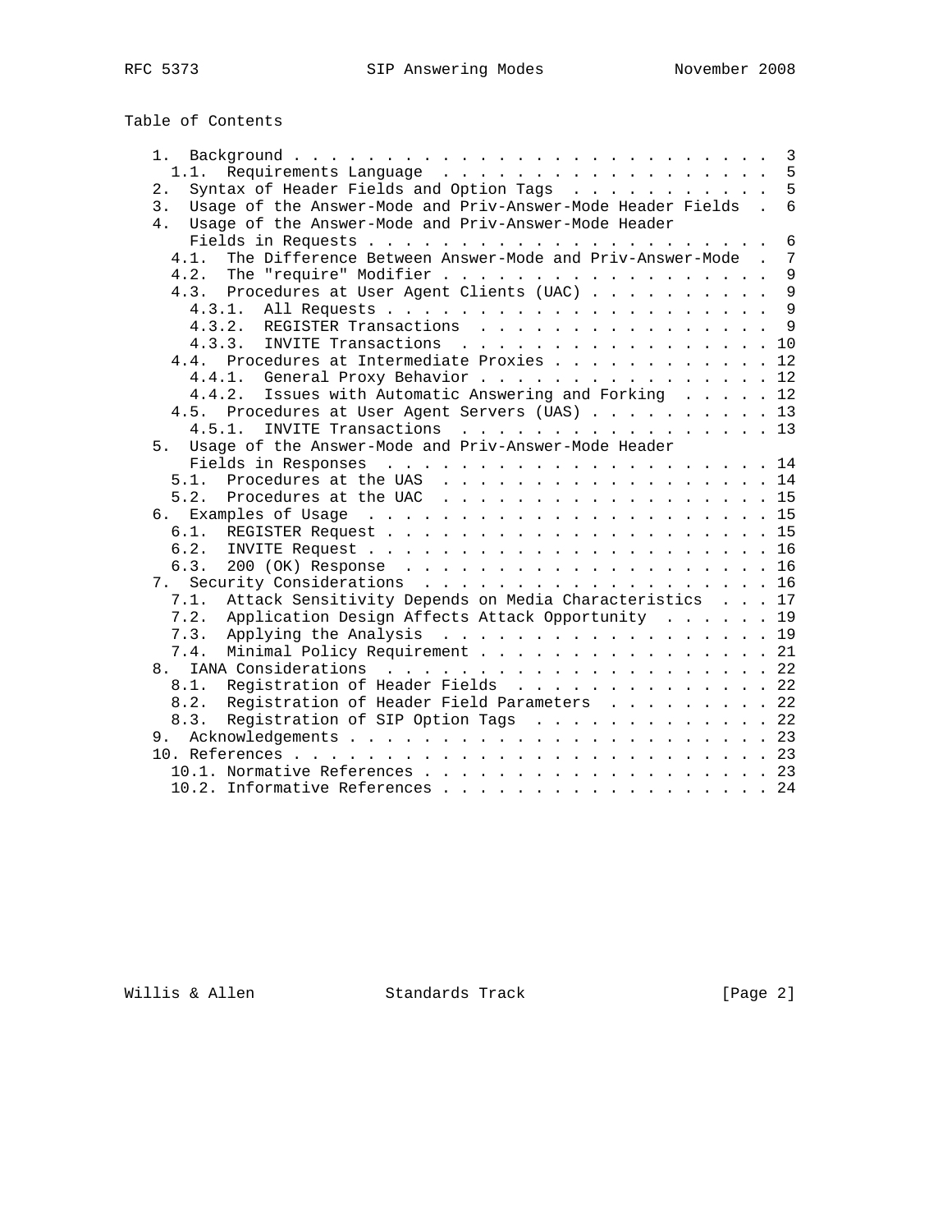Table of Contents

```
   1.  Background . . . . . . . . . . . . . . . . . . . . . . . . . .  3
     1.1.  Requirements Language  . . . . . . . . . . . . . . . . . .  5
   2.  Syntax of Header Fields and Option Tags  . . . . . . . . . . .  5
   3.  Usage of the Answer-Mode and Priv-Answer-Mode Header Fields  .  6
   4.  Usage of the Answer-Mode and Priv-Answer-Mode Header
       Fields in Requests . . . . . . . . . . . . . . . . . . . . . .  6
     4.1.  The Difference Between Answer-Mode and Priv-Answer-Mode  .  7
     4.2.  The "require" Modifier . . . . . . . . . . . . . . . . . .  9
     4.3.  Procedures at User Agent Clients (UAC) . . . . . . . . . .  9
       4.3.1.  All Requests . . . . . . . . . . . . . . . . . . . . .  9
       4.3.2.  REGISTER Transactions  . . . . . . . . . . . . . . . .  9
       4.3.3.  INVITE Transactions  . . . . . . . . . . . . . . . . . 10
     4.4.  Procedures at Intermediate Proxies . . . . . . . . . . . . 12
       4.4.1.  General Proxy Behavior . . . . . . . . . . . . . . . . 12
       4.4.2.  Issues with Automatic Answering and Forking  . . . . . 12
     4.5.  Procedures at User Agent Servers (UAS) . . . . . . . . . . 13
       4.5.1.  INVITE Transactions  . . . . . . . . . . . . . . . . . 13
   5.  Usage of the Answer-Mode and Priv-Answer-Mode Header
       Fields in Responses  . . . . . . . . . . . . . . . . . . . . . 14
     5.1.  Procedures at the UAS  . . . . . . . . . . . . . . . . . . 14
     5.2.  Procedures at the UAC  . . . . . . . . . . . . . . . . . . 15
   6.  Examples of Usage  . . . . . . . . . . . . . . . . . . . . . . 15
     6.1.  REGISTER Request . . . . . . . . . . . . . . . . . . . . . 15
     6.2.  INVITE Request . . . . . . . . . . . . . . . . . . . . . . 16
     6.3.  200 (OK) Response  . . . . . . . . . . . . . . . . . . . . 16
   7.  Security Considerations  . . . . . . . . . . . . . . . . . . . 16
     7.1.  Attack Sensitivity Depends on Media Characteristics  . . . 17
     7.2.  Application Design Affects Attack Opportunity  . . . . . . 19
     7.3.  Applying the Analysis  . . . . . . . . . . . . . . . . . . 19
     7.4.  Minimal Policy Requirement . . . . . . . . . . . . . . . . 21
   8.  IANA Considerations  . . . . . . . . . . . . . . . . . . . . . 22
     8.1.  Registration of Header Fields  . . . . . . . . . . . . . . 22
     8.2.  Registration of Header Field Parameters  . . . . . . . . . 22
     8.3.  Registration of SIP Option Tags  . . . . . . . . . . . . . 22
   9.  Acknowledgements . . . . . . . . . . . . . . . . . . . . . . . 23
   10. References . . . . . . . . . . . . . . . . . . . . . . . . . . 23
     10.1. Normative References . . . . . . . . . . . . . . . . . . . 23
     10.2. Informative References . . . . . . . . . . . . . . . . . . 24
```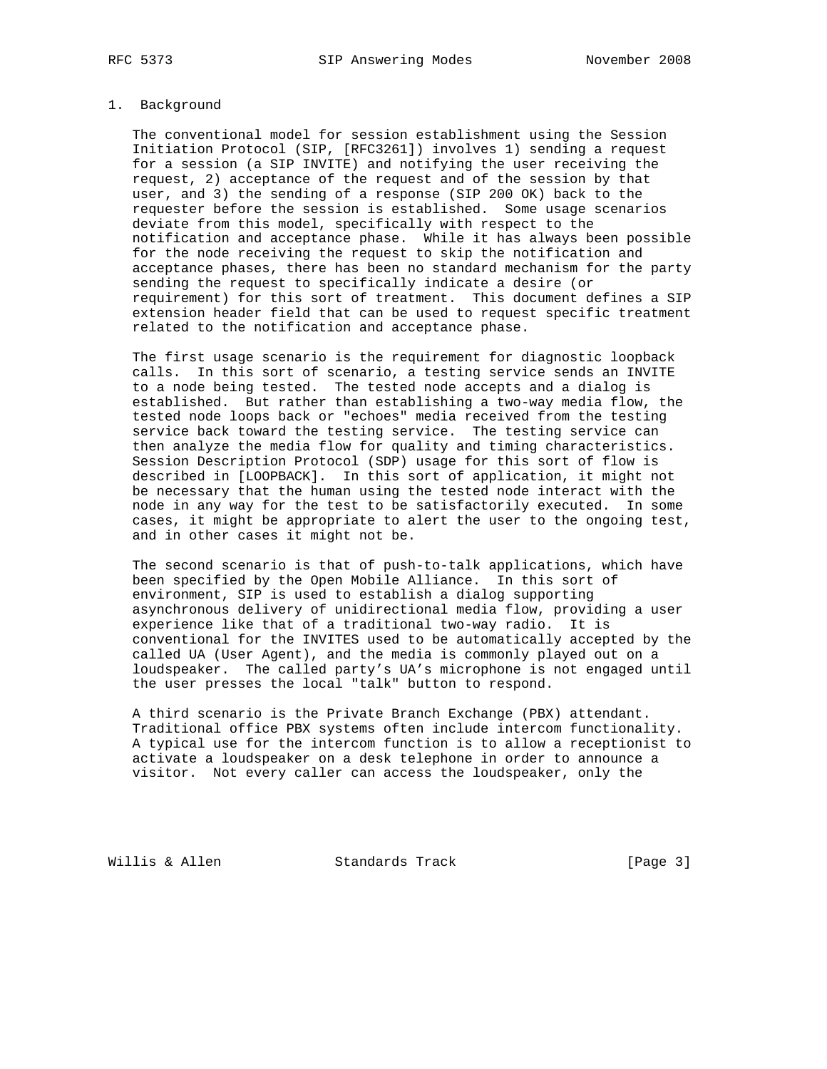## 1. Background

The conventional model for session establishment using the Session Initiation Protocol (SIP, [RFC3261]) involves 1) sending a request for a session (a SIP INVITE) and notifying the user receiving the request, 2) acceptance of the request and of the session by that user, and 3) the sending of a response (SIP 200 OK) back to the requester before the session is established. Some usage scenarios deviate from this model, specifically with respect to the notification and acceptance phase. While it has always been possible for the node receiving the request to skip the notification and acceptance phases, there has been no standard mechanism for the party sending the request to specifically indicate a desire (or requirement) for this sort of treatment. This document defines a SIP extension header field that can be used to request specific treatment related to the notification and acceptance phase.

The first usage scenario is the requirement for diagnostic loopback calls. In this sort of scenario, a testing service sends an INVITE to a node being tested. The tested node accepts and a dialog is established. But rather than establishing a two-way media flow, the tested node loops back or "echoes" media received from the testing service back toward the testing service. The testing service can then analyze the media flow for quality and timing characteristics. Session Description Protocol (SDP) usage for this sort of flow is described in [LOOPBACK]. In this sort of application, it might not be necessary that the human using the tested node interact with the node in any way for the test to be satisfactorily executed. In some cases, it might be appropriate to alert the user to the ongoing test, and in other cases it might not be.

The second scenario is that of push-to-talk applications, which have been specified by the Open Mobile Alliance. In this sort of environment, SIP is used to establish a dialog supporting asynchronous delivery of unidirectional media flow, providing a user experience like that of a traditional two-way radio. It is conventional for the INVITES used to be automatically accepted by the called UA (User Agent), and the media is commonly played out on a loudspeaker. The called party's UA's microphone is not engaged until the user presses the local "talk" button to respond.

A third scenario is the Private Branch Exchange (PBX) attendant. Traditional office PBX systems often include intercom functionality. A typical use for the intercom function is to allow a receptionist to activate a loudspeaker on a desk telephone in order to announce a visitor. Not every caller can access the loudspeaker, only the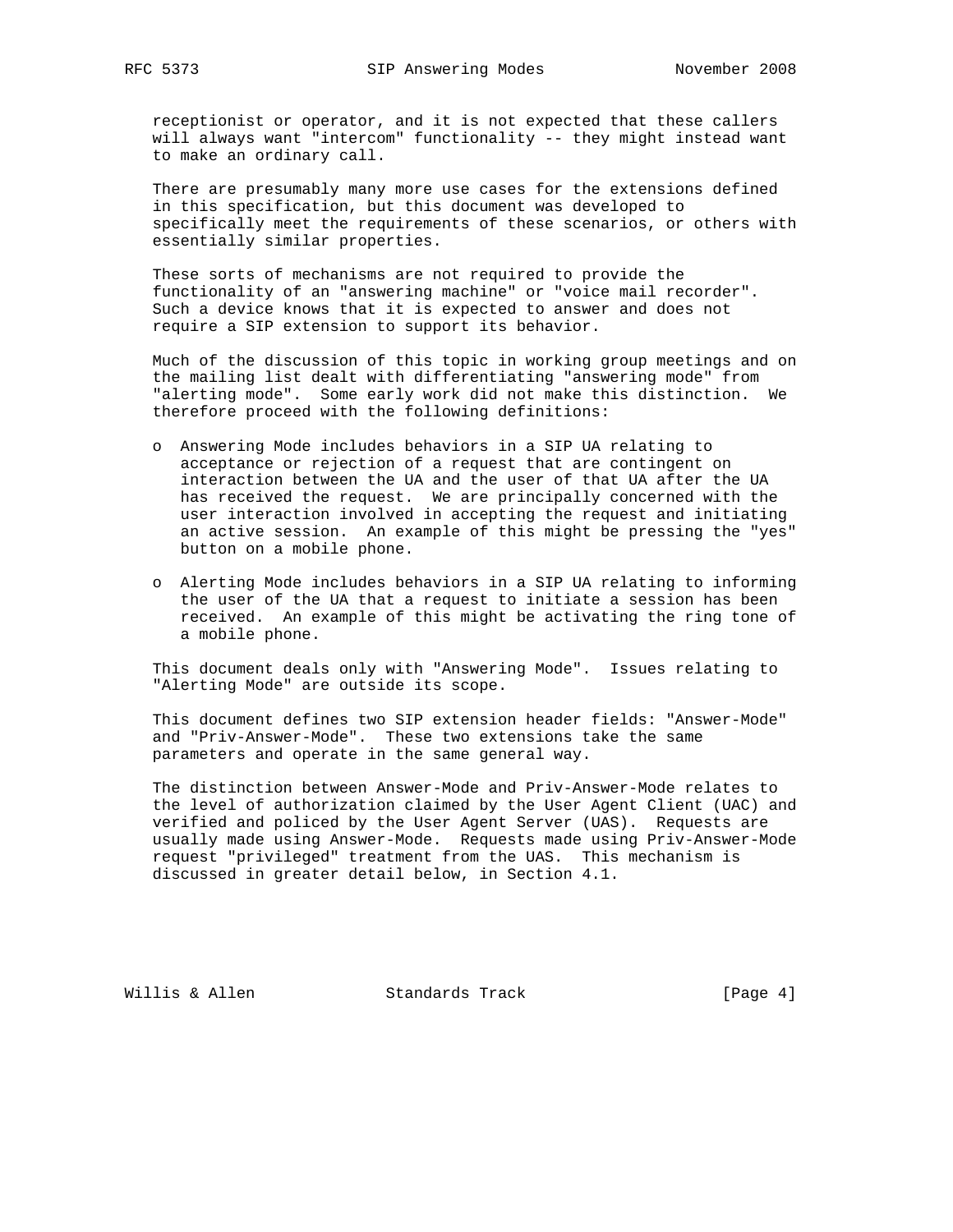receptionist or operator, and it is not expected that these callers will always want "intercom" functionality -- they might instead want to make an ordinary call.

There are presumably many more use cases for the extensions defined in this specification, but this document was developed to specifically meet the requirements of these scenarios, or others with essentially similar properties.

These sorts of mechanisms are not required to provide the functionality of an "answering machine" or "voice mail recorder". Such a device knows that it is expected to answer and does not require a SIP extension to support its behavior.

Much of the discussion of this topic in working group meetings and on the mailing list dealt with differentiating "answering mode" from "alerting mode". Some early work did not make this distinction. We therefore proceed with the following definitions:

- Answering Mode includes behaviors in a SIP UA relating to acceptance or rejection of a request that are contingent on interaction between the UA and the user of that UA after the UA has received the request. We are principally concerned with the user interaction involved in accepting the request and initiating an active session. An example of this might be pressing the "yes" button on a mobile phone.

- Alerting Mode includes behaviors in a SIP UA relating to informing the user of the UA that a request to initiate a session has been received. An example of this might be activating the ring tone of a mobile phone.

This document deals only with "Answering Mode". Issues relating to "Alerting Mode" are outside its scope.

This document defines two SIP extension header fields: "Answer-Mode" and "Priv-Answer-Mode". These two extensions take the same parameters and operate in the same general way.

The distinction between Answer-Mode and Priv-Answer-Mode relates to the level of authorization claimed by the User Agent Client (UAC) and verified and policed by the User Agent Server (UAS). Requests are usually made using Answer-Mode. Requests made using Priv-Answer-Mode request "privileged" treatment from the UAS. This mechanism is discussed in greater detail below, in Section 4.1.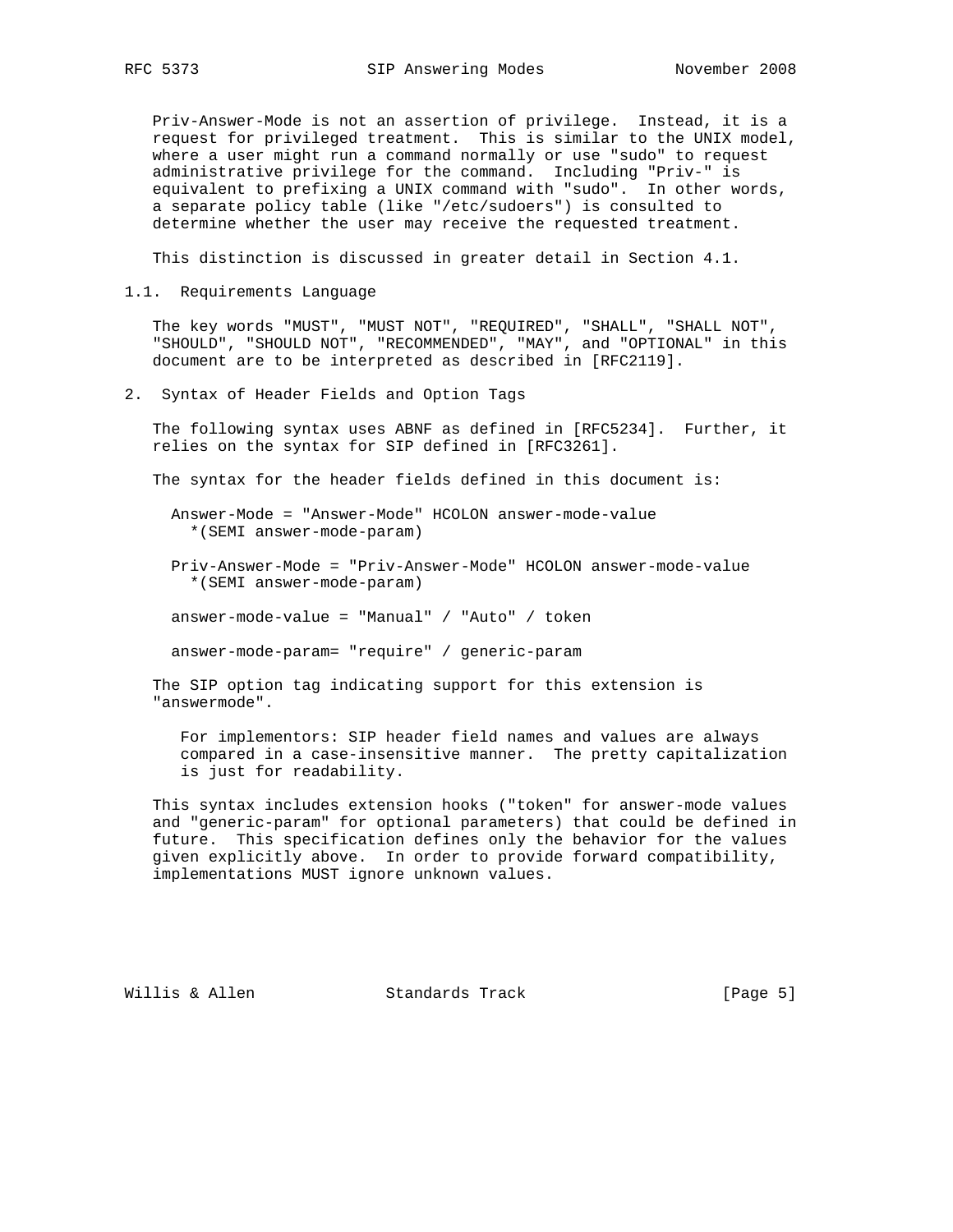Priv-Answer-Mode is not an assertion of privilege. Instead, it is a request for privileged treatment. This is similar to the UNIX model, where a user might run a command normally or use "sudo" to request administrative privilege for the command. Including "Priv-" is equivalent to prefixing a UNIX command with "sudo". In other words, a separate policy table (like "/etc/sudoers") is consulted to determine whether the user may receive the requested treatment.

This distinction is discussed in greater detail in Section 4.1.

### 1.1. Requirements Language

The key words "MUST", "MUST NOT", "REQUIRED", "SHALL", "SHALL NOT", "SHOULD", "SHOULD NOT", "RECOMMENDED", "MAY", and "OPTIONAL" in this document are to be interpreted as described in [RFC2119].

## 2. Syntax of Header Fields and Option Tags

The following syntax uses ABNF as defined in [RFC5234]. Further, it relies on the syntax for SIP defined in [RFC3261].

The syntax for the header fields defined in this document is:

```
Answer-Mode = "Answer-Mode" HCOLON answer-mode-value
  *(SEMI answer-mode-param)

Priv-Answer-Mode = "Priv-Answer-Mode" HCOLON answer-mode-value
  *(SEMI answer-mode-param)

answer-mode-value = "Manual" / "Auto" / token

answer-mode-param= "require" / generic-param
```

The SIP option tag indicating support for this extension is "answermode".

> For implementors: SIP header field names and values are always compared in a case-insensitive manner. The pretty capitalization is just for readability.

This syntax includes extension hooks ("token" for answer-mode values and "generic-param" for optional parameters) that could be defined in future. This specification defines only the behavior for the values given explicitly above. In order to provide forward compatibility, implementations MUST ignore unknown values.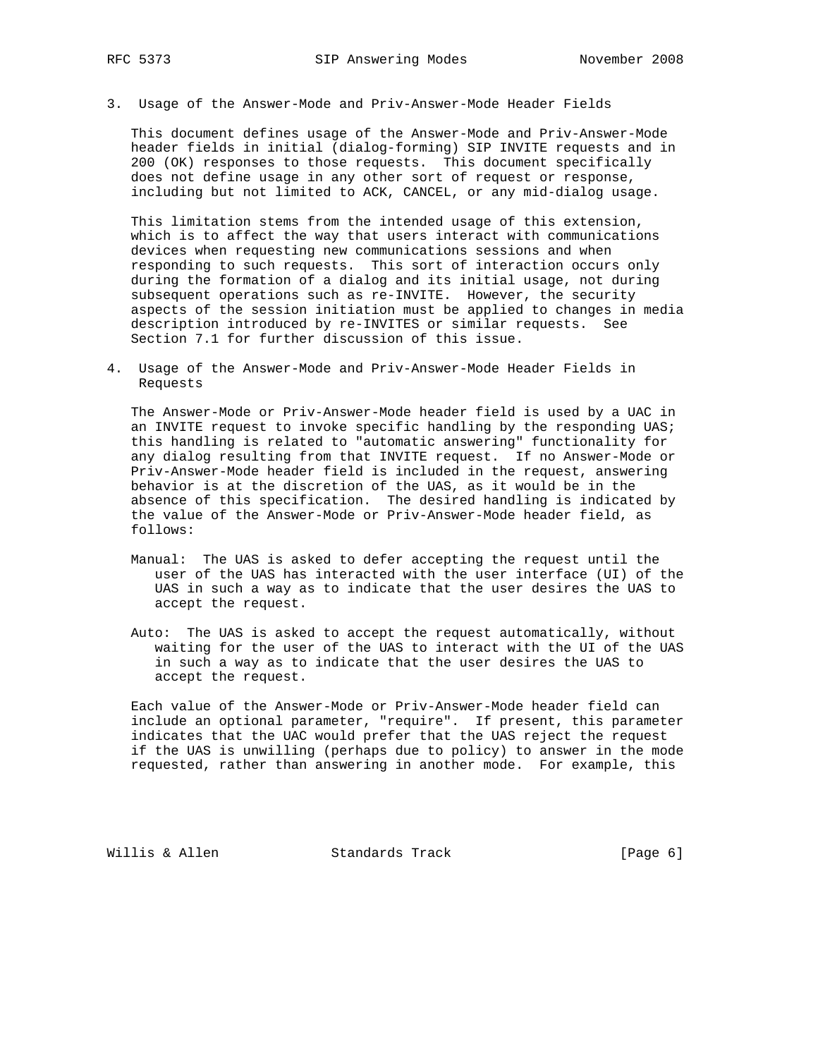## 3. Usage of the Answer-Mode and Priv-Answer-Mode Header Fields

This document defines usage of the Answer-Mode and Priv-Answer-Mode header fields in initial (dialog-forming) SIP INVITE requests and in 200 (OK) responses to those requests. This document specifically does not define usage in any other sort of request or response, including but not limited to ACK, CANCEL, or any mid-dialog usage.

This limitation stems from the intended usage of this extension, which is to affect the way that users interact with communications devices when requesting new communications sessions and when responding to such requests. This sort of interaction occurs only during the formation of a dialog and its initial usage, not during subsequent operations such as re-INVITE. However, the security aspects of the session initiation must be applied to changes in media description introduced by re-INVITES or similar requests. See Section 7.1 for further discussion of this issue.

## 4. Usage of the Answer-Mode and Priv-Answer-Mode Header Fields in Requests

The Answer-Mode or Priv-Answer-Mode header field is used by a UAC in an INVITE request to invoke specific handling by the responding UAS; this handling is related to "automatic answering" functionality for any dialog resulting from that INVITE request. If no Answer-Mode or Priv-Answer-Mode header field is included in the request, answering behavior is at the discretion of the UAS, as it would be in the absence of this specification. The desired handling is indicated by the value of the Answer-Mode or Priv-Answer-Mode header field, as follows:

Manual: The UAS is asked to defer accepting the request until the user of the UAS has interacted with the user interface (UI) of the UAS in such a way as to indicate that the user desires the UAS to accept the request.

Auto: The UAS is asked to accept the request automatically, without waiting for the user of the UAS to interact with the UI of the UAS in such a way as to indicate that the user desires the UAS to accept the request.

Each value of the Answer-Mode or Priv-Answer-Mode header field can include an optional parameter, "require". If present, this parameter indicates that the UAC would prefer that the UAS reject the request if the UAS is unwilling (perhaps due to policy) to answer in the mode requested, rather than answering in another mode. For example, this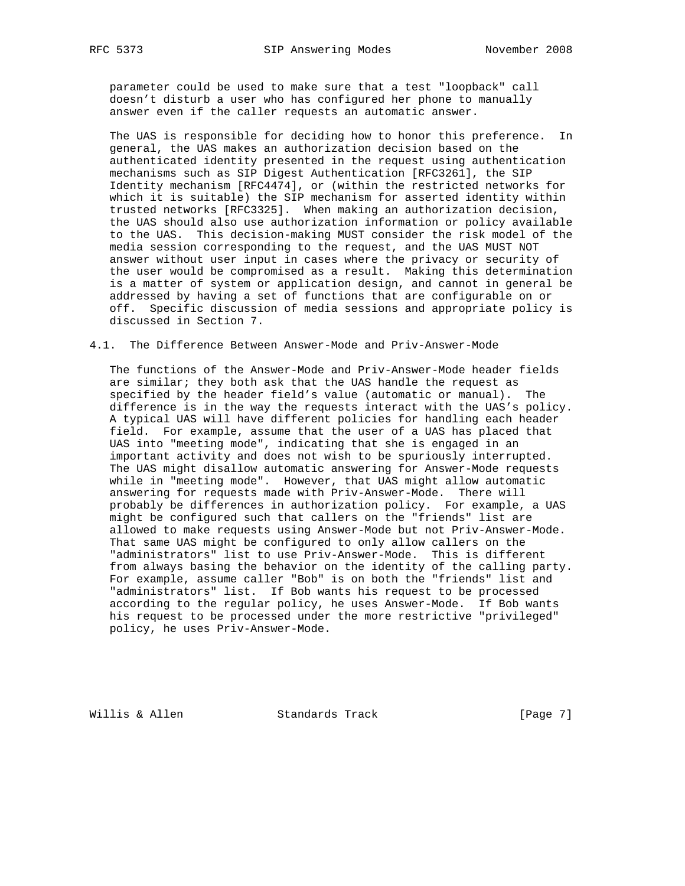parameter could be used to make sure that a test "loopback" call doesn't disturb a user who has configured her phone to manually answer even if the caller requests an automatic answer.

The UAS is responsible for deciding how to honor this preference. In general, the UAS makes an authorization decision based on the authenticated identity presented in the request using authentication mechanisms such as SIP Digest Authentication [RFC3261], the SIP Identity mechanism [RFC4474], or (within the restricted networks for which it is suitable) the SIP mechanism for asserted identity within trusted networks [RFC3325]. When making an authorization decision, the UAS should also use authorization information or policy available to the UAS. This decision-making MUST consider the risk model of the media session corresponding to the request, and the UAS MUST NOT answer without user input in cases where the privacy or security of the user would be compromised as a result. Making this determination is a matter of system or application design, and cannot in general be addressed by having a set of functions that are configurable on or off. Specific discussion of media sessions and appropriate policy is discussed in Section 7.

## 4.1. The Difference Between Answer-Mode and Priv-Answer-Mode

The functions of the Answer-Mode and Priv-Answer-Mode header fields are similar; they both ask that the UAS handle the request as specified by the header field's value (automatic or manual). The difference is in the way the requests interact with the UAS's policy. A typical UAS will have different policies for handling each header field. For example, assume that the user of a UAS has placed that UAS into "meeting mode", indicating that she is engaged in an important activity and does not wish to be spuriously interrupted. The UAS might disallow automatic answering for Answer-Mode requests while in "meeting mode". However, that UAS might allow automatic answering for requests made with Priv-Answer-Mode. There will probably be differences in authorization policy. For example, a UAS might be configured such that callers on the "friends" list are allowed to make requests using Answer-Mode but not Priv-Answer-Mode. That same UAS might be configured to only allow callers on the "administrators" list to use Priv-Answer-Mode. This is different from always basing the behavior on the identity of the calling party. For example, assume caller "Bob" is on both the "friends" list and "administrators" list. If Bob wants his request to be processed according to the regular policy, he uses Answer-Mode. If Bob wants his request to be processed under the more restrictive "privileged" policy, he uses Priv-Answer-Mode.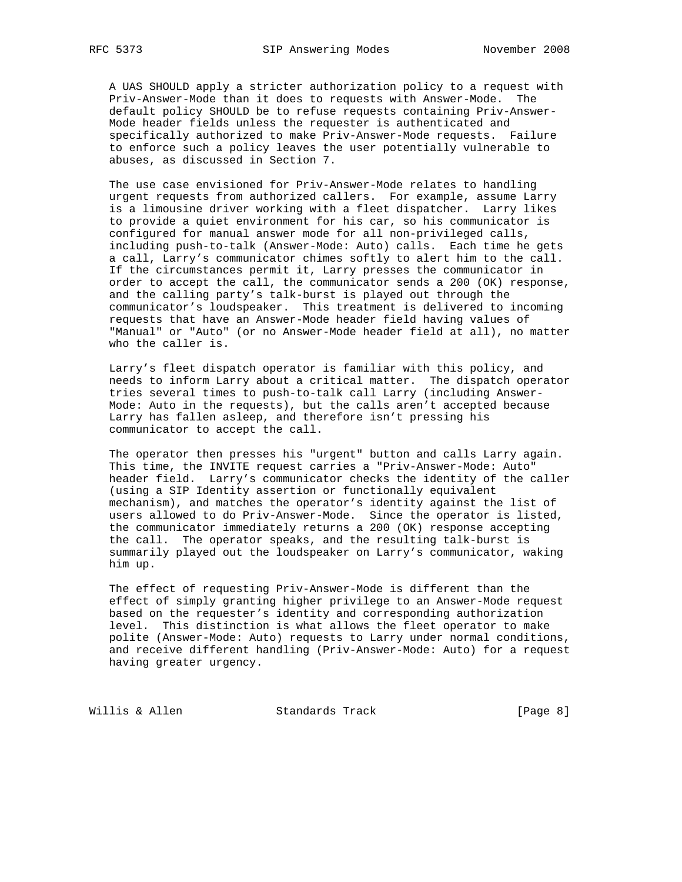A UAS SHOULD apply a stricter authorization policy to a request with Priv-Answer-Mode than it does to requests with Answer-Mode. The default policy SHOULD be to refuse requests containing Priv-Answer-Mode header fields unless the requester is authenticated and specifically authorized to make Priv-Answer-Mode requests. Failure to enforce such a policy leaves the user potentially vulnerable to abuses, as discussed in Section 7.

The use case envisioned for Priv-Answer-Mode relates to handling urgent requests from authorized callers. For example, assume Larry is a limousine driver working with a fleet dispatcher. Larry likes to provide a quiet environment for his car, so his communicator is configured for manual answer mode for all non-privileged calls, including push-to-talk (Answer-Mode: Auto) calls. Each time he gets a call, Larry's communicator chimes softly to alert him to the call. If the circumstances permit it, Larry presses the communicator in order to accept the call, the communicator sends a 200 (OK) response, and the calling party's talk-burst is played out through the communicator's loudspeaker. This treatment is delivered to incoming requests that have an Answer-Mode header field having values of "Manual" or "Auto" (or no Answer-Mode header field at all), no matter who the caller is.

Larry's fleet dispatch operator is familiar with this policy, and needs to inform Larry about a critical matter. The dispatch operator tries several times to push-to-talk call Larry (including Answer-Mode: Auto in the requests), but the calls aren't accepted because Larry has fallen asleep, and therefore isn't pressing his communicator to accept the call.

The operator then presses his "urgent" button and calls Larry again. This time, the INVITE request carries a "Priv-Answer-Mode: Auto" header field. Larry's communicator checks the identity of the caller (using a SIP Identity assertion or functionally equivalent mechanism), and matches the operator's identity against the list of users allowed to do Priv-Answer-Mode. Since the operator is listed, the communicator immediately returns a 200 (OK) response accepting the call. The operator speaks, and the resulting talk-burst is summarily played out the loudspeaker on Larry's communicator, waking him up.

The effect of requesting Priv-Answer-Mode is different than the effect of simply granting higher privilege to an Answer-Mode request based on the requester's identity and corresponding authorization level. This distinction is what allows the fleet operator to make polite (Answer-Mode: Auto) requests to Larry under normal conditions, and receive different handling (Priv-Answer-Mode: Auto) for a request having greater urgency.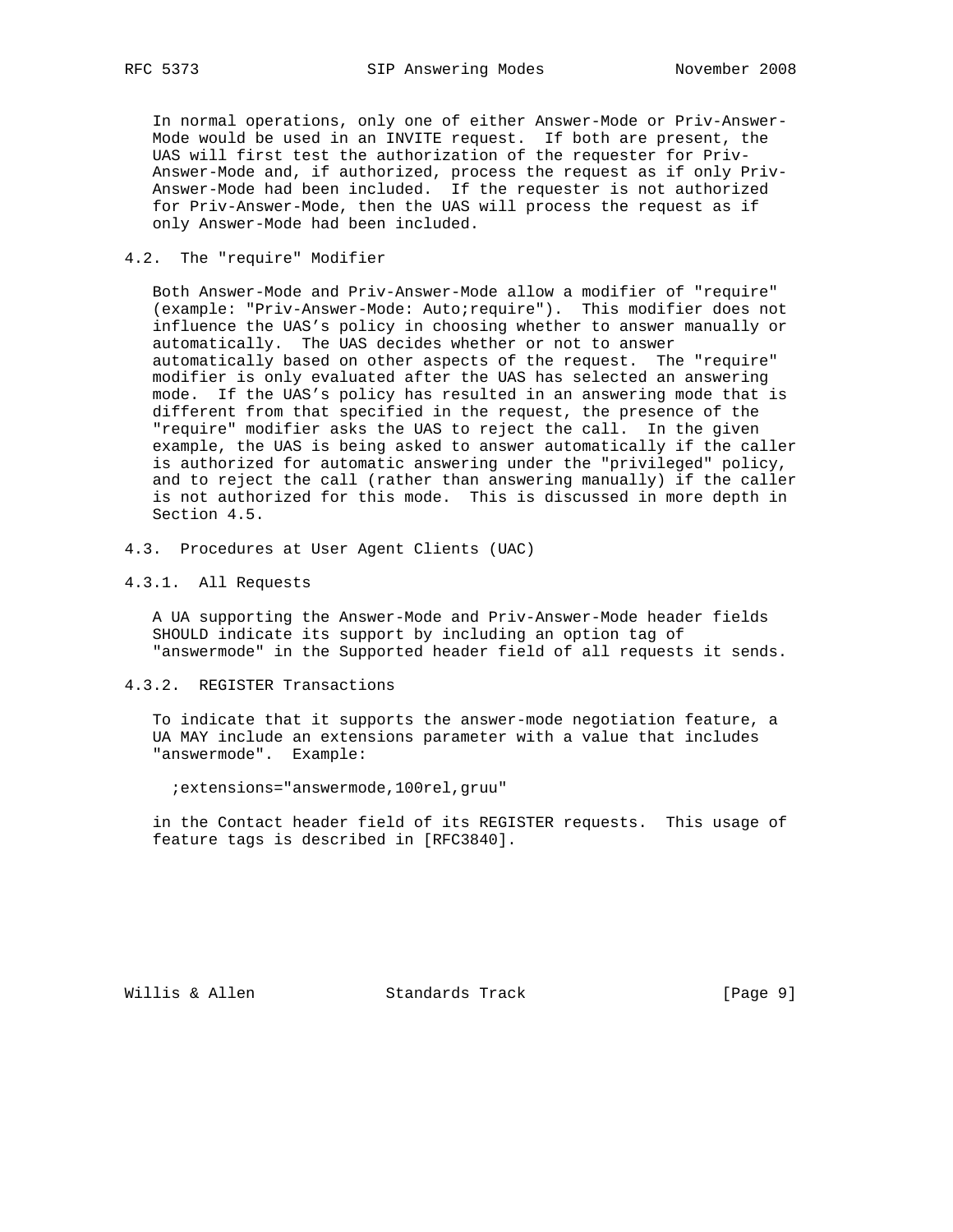In normal operations, only one of either Answer-Mode or Priv-Answer-Mode would be used in an INVITE request. If both are present, the UAS will first test the authorization of the requester for Priv-Answer-Mode and, if authorized, process the request as if only Priv-Answer-Mode had been included. If the requester is not authorized for Priv-Answer-Mode, then the UAS will process the request as if only Answer-Mode had been included.

## 4.2. The "require" Modifier

Both Answer-Mode and Priv-Answer-Mode allow a modifier of "require" (example: "Priv-Answer-Mode: Auto;require"). This modifier does not influence the UAS's policy in choosing whether to answer manually or automatically. The UAS decides whether or not to answer automatically based on other aspects of the request. The "require" modifier is only evaluated after the UAS has selected an answering mode. If the UAS's policy has resulted in an answering mode that is different from that specified in the request, the presence of the "require" modifier asks the UAS to reject the call. In the given example, the UAS is being asked to answer automatically if the caller is authorized for automatic answering under the "privileged" policy, and to reject the call (rather than answering manually) if the caller is not authorized for this mode. This is discussed in more depth in Section 4.5.

## 4.3. Procedures at User Agent Clients (UAC)

### 4.3.1. All Requests

A UA supporting the Answer-Mode and Priv-Answer-Mode header fields SHOULD indicate its support by including an option tag of "answermode" in the Supported header field of all requests it sends.

### 4.3.2. REGISTER Transactions

To indicate that it supports the answer-mode negotiation feature, a UA MAY include an extensions parameter with a value that includes "answermode". Example:

```
;extensions="answermode,100rel,gruu"
```

in the Contact header field of its REGISTER requests. This usage of feature tags is described in [RFC3840].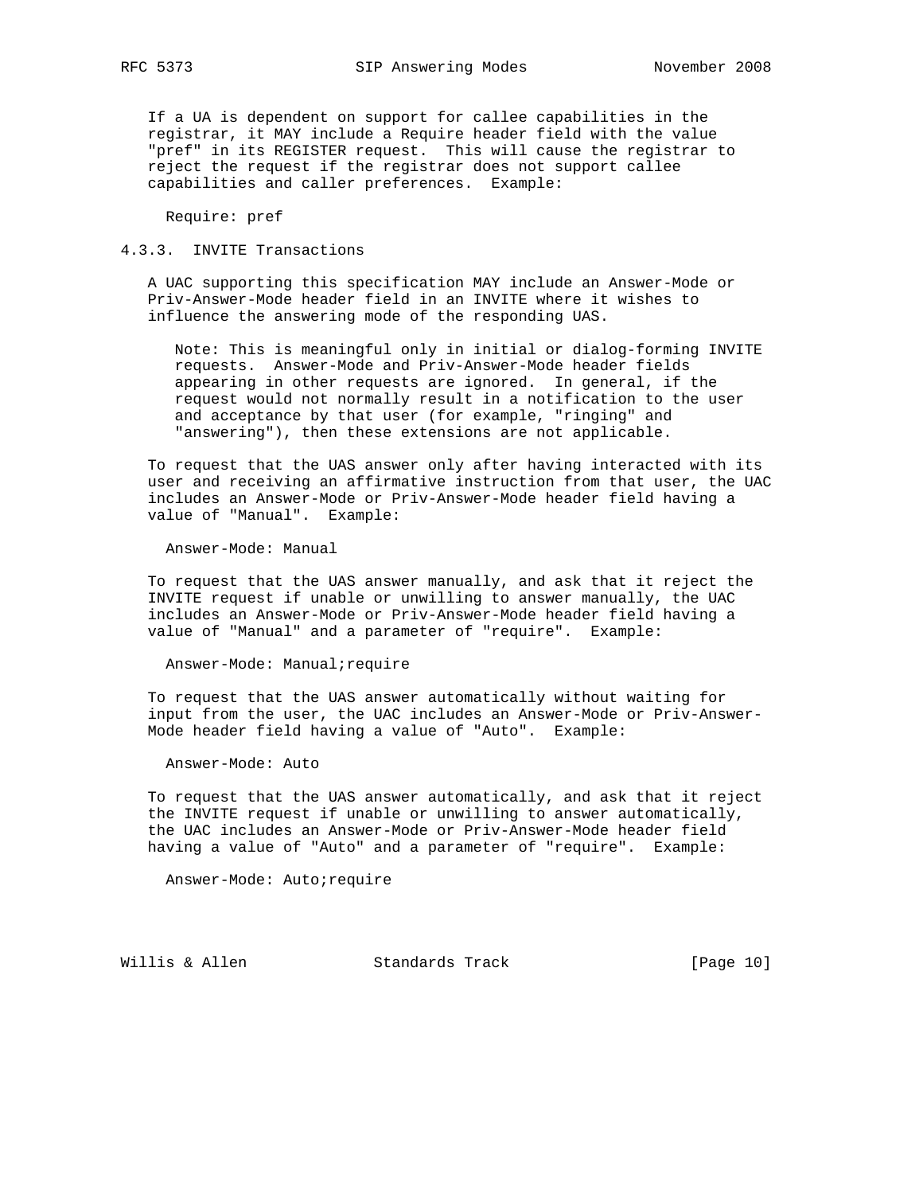If a UA is dependent on support for callee capabilities in the registrar, it MAY include a Require header field with the value "pref" in its REGISTER request. This will cause the registrar to reject the request if the registrar does not support callee capabilities and caller preferences. Example:

```
Require: pref
```

### 4.3.3. INVITE Transactions

A UAC supporting this specification MAY include an Answer-Mode or Priv-Answer-Mode header field in an INVITE where it wishes to influence the answering mode of the responding UAS.

> Note: This is meaningful only in initial or dialog-forming INVITE requests. Answer-Mode and Priv-Answer-Mode header fields appearing in other requests are ignored. In general, if the request would not normally result in a notification to the user and acceptance by that user (for example, "ringing" and "answering"), then these extensions are not applicable.

To request that the UAS answer only after having interacted with its user and receiving an affirmative instruction from that user, the UAC includes an Answer-Mode or Priv-Answer-Mode header field having a value of "Manual". Example:

```
Answer-Mode: Manual
```

To request that the UAS answer manually, and ask that it reject the INVITE request if unable or unwilling to answer manually, the UAC includes an Answer-Mode or Priv-Answer-Mode header field having a value of "Manual" and a parameter of "require". Example:

```
Answer-Mode: Manual;require
```

To request that the UAS answer automatically without waiting for input from the user, the UAC includes an Answer-Mode or Priv-Answer-Mode header field having a value of "Auto". Example:

```
Answer-Mode: Auto
```

To request that the UAS answer automatically, and ask that it reject the INVITE request if unable or unwilling to answer automatically, the UAC includes an Answer-Mode or Priv-Answer-Mode header field having a value of "Auto" and a parameter of "require". Example:

```
Answer-Mode: Auto;require
```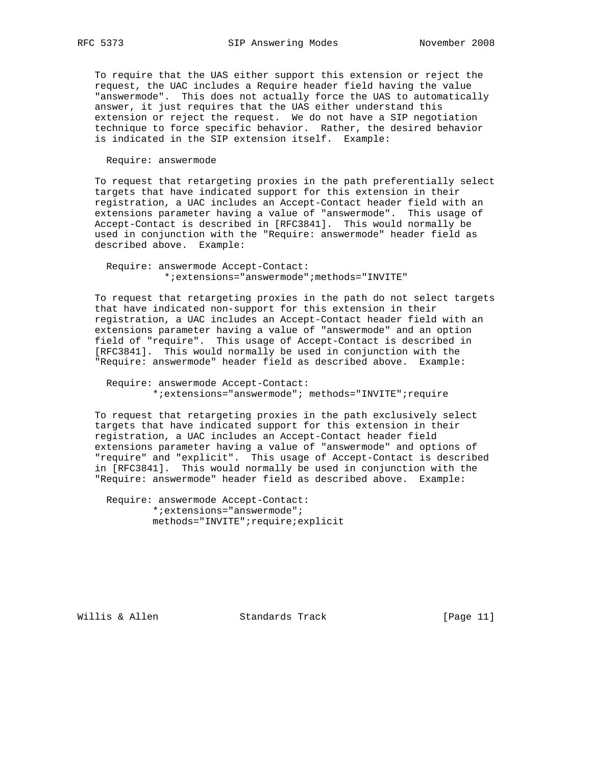To require that the UAS either support this extension or reject the request, the UAC includes a Require header field having the value "answermode". This does not actually force the UAS to automatically answer, it just requires that the UAS either understand this extension or reject the request. We do not have a SIP negotiation technique to force specific behavior. Rather, the desired behavior is indicated in the SIP extension itself. Example:

```
Require: answermode
```

To request that retargeting proxies in the path preferentially select targets that have indicated support for this extension in their registration, a UAC includes an Accept-Contact header field with an extensions parameter having a value of "answermode". This usage of Accept-Contact is described in [RFC3841]. This would normally be used in conjunction with the "Require: answermode" header field as described above. Example:

```
Require: answermode Accept-Contact:
         *;extensions="answermode";methods="INVITE"
```

To request that retargeting proxies in the path do not select targets that have indicated non-support for this extension in their registration, a UAC includes an Accept-Contact header field with an extensions parameter having a value of "answermode" and an option field of "require". This usage of Accept-Contact is described in [RFC3841]. This would normally be used in conjunction with the "Require: answermode" header field as described above. Example:

```
Require: answermode Accept-Contact:
        *;extensions="answermode"; methods="INVITE";require
```

To request that retargeting proxies in the path exclusively select targets that have indicated support for this extension in their registration, a UAC includes an Accept-Contact header field extensions parameter having a value of "answermode" and options of "require" and "explicit". This usage of Accept-Contact is described in [RFC3841]. This would normally be used in conjunction with the "Require: answermode" header field as described above. Example:

```
Require: answermode Accept-Contact:
        *;extensions="answermode";
        methods="INVITE";require;explicit
```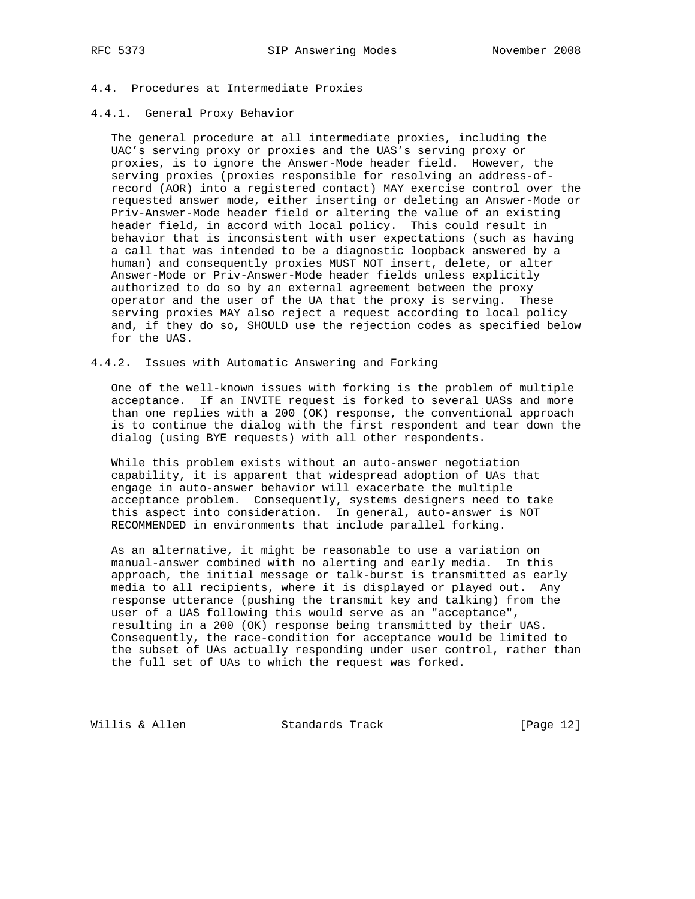### 4.4. Procedures at Intermediate Proxies

#### 4.4.1. General Proxy Behavior

The general procedure at all intermediate proxies, including the UAC's serving proxy or proxies and the UAS's serving proxy or proxies, is to ignore the Answer-Mode header field. However, the serving proxies (proxies responsible for resolving an address-of-record (AOR) into a registered contact) MAY exercise control over the requested answer mode, either inserting or deleting an Answer-Mode or Priv-Answer-Mode header field or altering the value of an existing header field, in accord with local policy. This could result in behavior that is inconsistent with user expectations (such as having a call that was intended to be a diagnostic loopback answered by a human) and consequently proxies MUST NOT insert, delete, or alter Answer-Mode or Priv-Answer-Mode header fields unless explicitly authorized to do so by an external agreement between the proxy operator and the user of the UA that the proxy is serving. These serving proxies MAY also reject a request according to local policy and, if they do so, SHOULD use the rejection codes as specified below for the UAS.

#### 4.4.2. Issues with Automatic Answering and Forking

One of the well-known issues with forking is the problem of multiple acceptance. If an INVITE request is forked to several UASs and more than one replies with a 200 (OK) response, the conventional approach is to continue the dialog with the first respondent and tear down the dialog (using BYE requests) with all other respondents.

While this problem exists without an auto-answer negotiation capability, it is apparent that widespread adoption of UAs that engage in auto-answer behavior will exacerbate the multiple acceptance problem. Consequently, systems designers need to take this aspect into consideration. In general, auto-answer is NOT RECOMMENDED in environments that include parallel forking.

As an alternative, it might be reasonable to use a variation on manual-answer combined with no alerting and early media. In this approach, the initial message or talk-burst is transmitted as early media to all recipients, where it is displayed or played out. Any response utterance (pushing the transmit key and talking) from the user of a UAS following this would serve as an "acceptance", resulting in a 200 (OK) response being transmitted by their UAS. Consequently, the race-condition for acceptance would be limited to the subset of UAs actually responding under user control, rather than the full set of UAs to which the request was forked.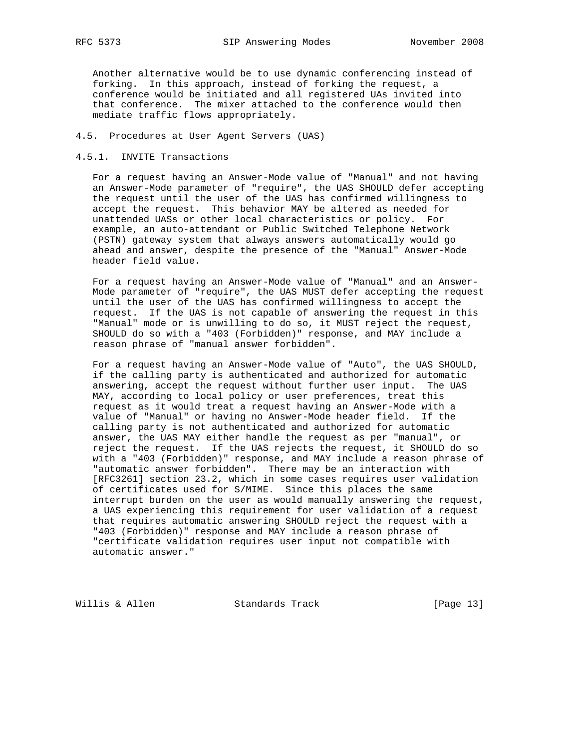Another alternative would be to use dynamic conferencing instead of forking. In this approach, instead of forking the request, a conference would be initiated and all registered UAs invited into that conference. The mixer attached to the conference would then mediate traffic flows appropriately.

### 4.5. Procedures at User Agent Servers (UAS)

#### 4.5.1. INVITE Transactions

For a request having an Answer-Mode value of "Manual" and not having an Answer-Mode parameter of "require", the UAS SHOULD defer accepting the request until the user of the UAS has confirmed willingness to accept the request. This behavior MAY be altered as needed for unattended UASs or other local characteristics or policy. For example, an auto-attendant or Public Switched Telephone Network (PSTN) gateway system that always answers automatically would go ahead and answer, despite the presence of the "Manual" Answer-Mode header field value.

For a request having an Answer-Mode value of "Manual" and an Answer-Mode parameter of "require", the UAS MUST defer accepting the request until the user of the UAS has confirmed willingness to accept the request. If the UAS is not capable of answering the request in this "Manual" mode or is unwilling to do so, it MUST reject the request, SHOULD do so with a "403 (Forbidden)" response, and MAY include a reason phrase of "manual answer forbidden".

For a request having an Answer-Mode value of "Auto", the UAS SHOULD, if the calling party is authenticated and authorized for automatic answering, accept the request without further user input. The UAS MAY, according to local policy or user preferences, treat this request as it would treat a request having an Answer-Mode with a value of "Manual" or having no Answer-Mode header field. If the calling party is not authenticated and authorized for automatic answer, the UAS MAY either handle the request as per "manual", or reject the request. If the UAS rejects the request, it SHOULD do so with a "403 (Forbidden)" response, and MAY include a reason phrase of "automatic answer forbidden". There may be an interaction with [RFC3261] section 23.2, which in some cases requires user validation of certificates used for S/MIME. Since this places the same interrupt burden on the user as would manually answering the request, a UAS experiencing this requirement for user validation of a request that requires automatic answering SHOULD reject the request with a "403 (Forbidden)" response and MAY include a reason phrase of "certificate validation requires user input not compatible with automatic answer."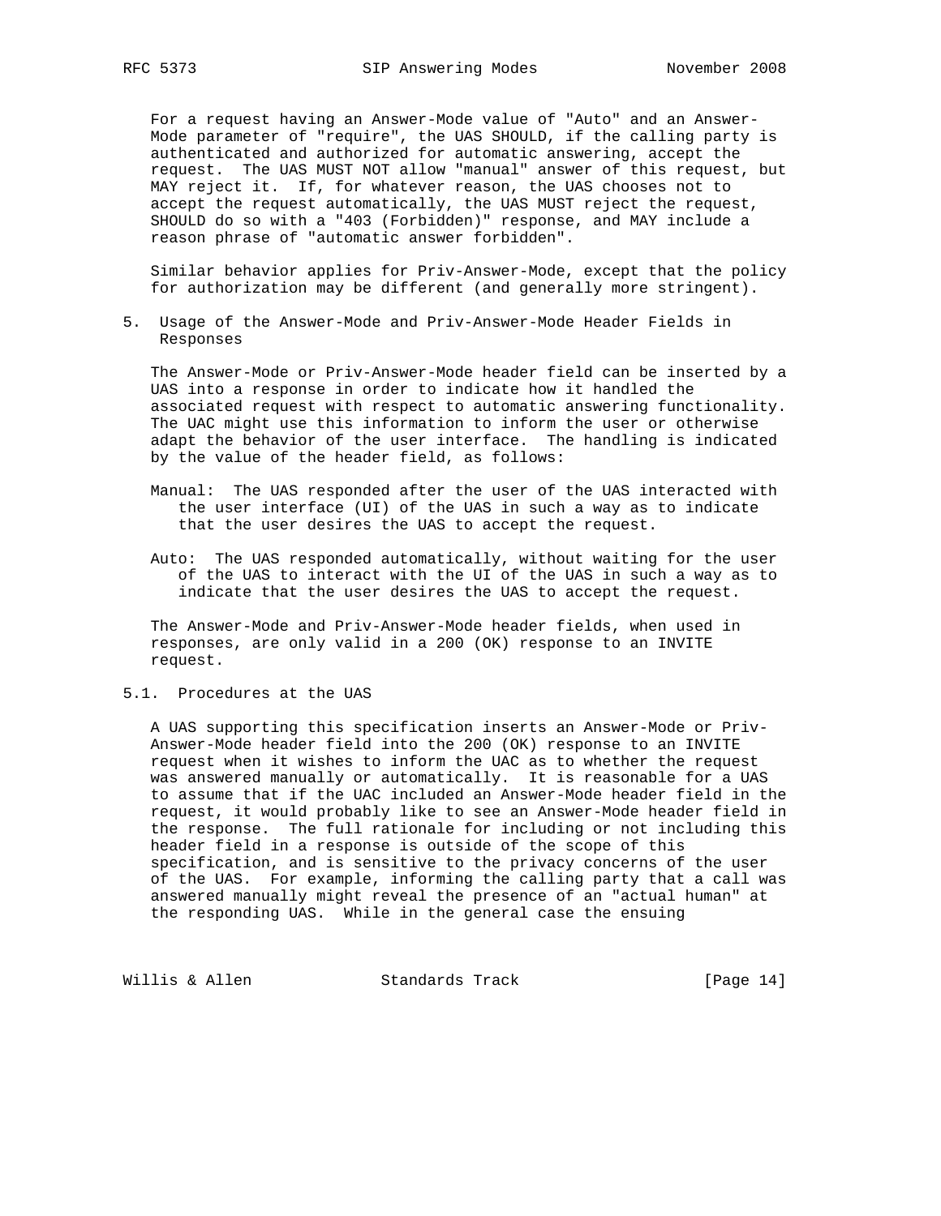For a request having an Answer-Mode value of "Auto" and an Answer-Mode parameter of "require", the UAS SHOULD, if the calling party is authenticated and authorized for automatic answering, accept the request. The UAS MUST NOT allow "manual" answer of this request, but MAY reject it. If, for whatever reason, the UAS chooses not to accept the request automatically, the UAS MUST reject the request, SHOULD do so with a "403 (Forbidden)" response, and MAY include a reason phrase of "automatic answer forbidden".

Similar behavior applies for Priv-Answer-Mode, except that the policy for authorization may be different (and generally more stringent).

## 5. Usage of the Answer-Mode and Priv-Answer-Mode Header Fields in Responses

The Answer-Mode or Priv-Answer-Mode header field can be inserted by a UAS into a response in order to indicate how it handled the associated request with respect to automatic answering functionality. The UAC might use this information to inform the user or otherwise adapt the behavior of the user interface. The handling is indicated by the value of the header field, as follows:

Manual: The UAS responded after the user of the UAS interacted with the user interface (UI) of the UAS in such a way as to indicate that the user desires the UAS to accept the request.

Auto: The UAS responded automatically, without waiting for the user of the UAS to interact with the UI of the UAS in such a way as to indicate that the user desires the UAS to accept the request.

The Answer-Mode and Priv-Answer-Mode header fields, when used in responses, are only valid in a 200 (OK) response to an INVITE request.

### 5.1. Procedures at the UAS

A UAS supporting this specification inserts an Answer-Mode or Priv-Answer-Mode header field into the 200 (OK) response to an INVITE request when it wishes to inform the UAC as to whether the request was answered manually or automatically. It is reasonable for a UAS to assume that if the UAC included an Answer-Mode header field in the request, it would probably like to see an Answer-Mode header field in the response. The full rationale for including or not including this header field in a response is outside of the scope of this specification, and is sensitive to the privacy concerns of the user of the UAS. For example, informing the calling party that a call was answered manually might reveal the presence of an "actual human" at the responding UAS. While in the general case the ensuing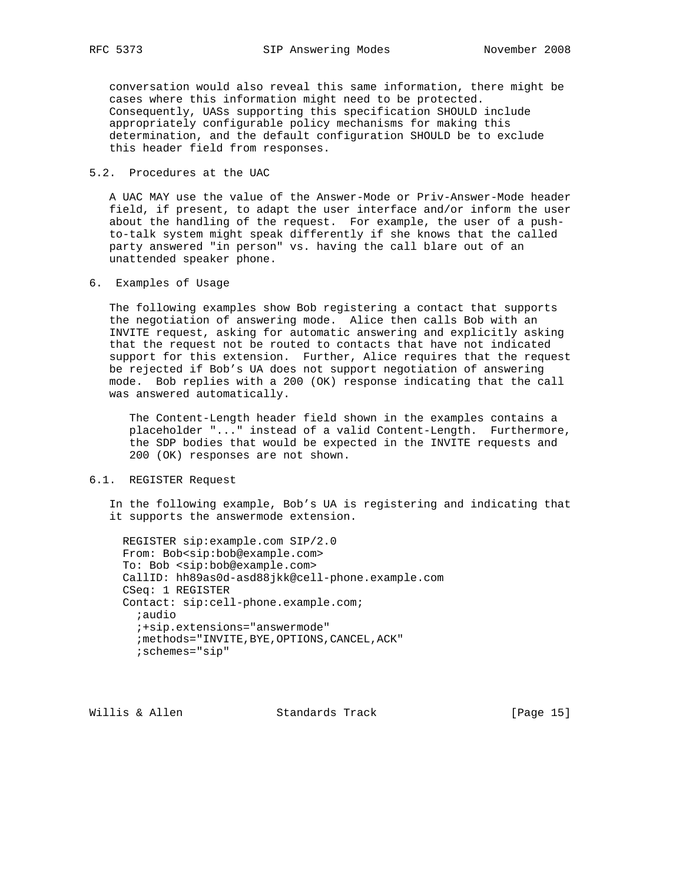conversation would also reveal this same information, there might be cases where this information might need to be protected. Consequently, UASs supporting this specification SHOULD include appropriately configurable policy mechanisms for making this determination, and the default configuration SHOULD be to exclude this header field from responses.

### 5.2. Procedures at the UAC

A UAC MAY use the value of the Answer-Mode or Priv-Answer-Mode header field, if present, to adapt the user interface and/or inform the user about the handling of the request. For example, the user of a push-to-talk system might speak differently if she knows that the called party answered "in person" vs. having the call blare out of an unattended speaker phone.

## 6. Examples of Usage

The following examples show Bob registering a contact that supports the negotiation of answering mode. Alice then calls Bob with an INVITE request, asking for automatic answering and explicitly asking that the request not be routed to contacts that have not indicated support for this extension. Further, Alice requires that the request be rejected if Bob's UA does not support negotiation of answering mode. Bob replies with a 200 (OK) response indicating that the call was answered automatically.

> The Content-Length header field shown in the examples contains a placeholder "..." instead of a valid Content-Length. Furthermore, the SDP bodies that would be expected in the INVITE requests and 200 (OK) responses are not shown.

### 6.1. REGISTER Request

In the following example, Bob's UA is registering and indicating that it supports the answermode extension.

```
REGISTER sip:example.com SIP/2.0
From: Bob<sip:bob@example.com>
To: Bob <sip:bob@example.com>
CallID: hh89as0d-asd88jkk@cell-phone.example.com
CSeq: 1 REGISTER
Contact: sip:cell-phone.example.com;
  ;audio
  ;+sip.extensions="answermode"
  ;methods="INVITE,BYE,OPTIONS,CANCEL,ACK"
  ;schemes="sip"
```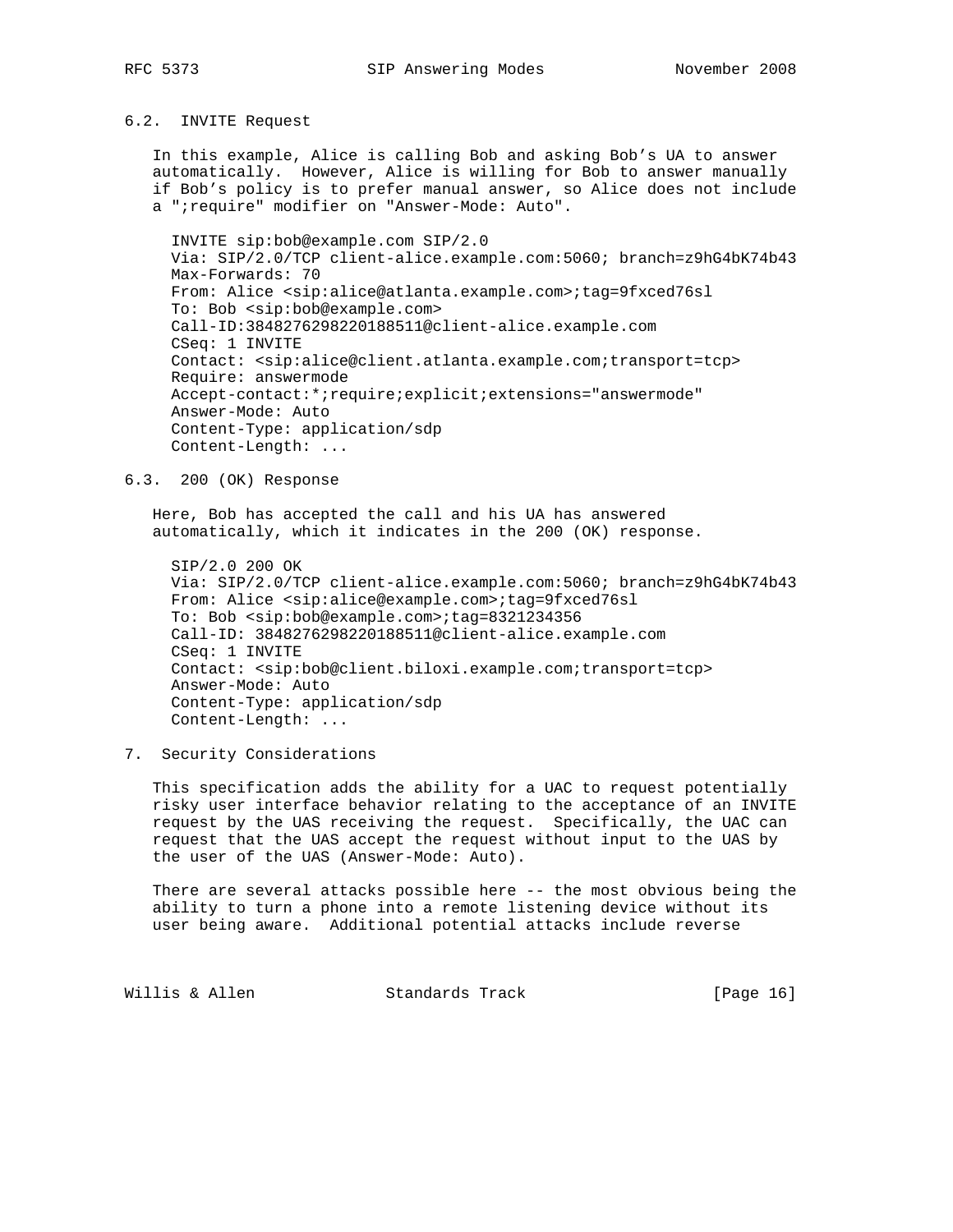### 6.2. INVITE Request

In this example, Alice is calling Bob and asking Bob's UA to answer automatically. However, Alice is willing for Bob to answer manually if Bob's policy is to prefer manual answer, so Alice does not include a ";require" modifier on "Answer-Mode: Auto".

```
INVITE sip:bob@example.com SIP/2.0
Via: SIP/2.0/TCP client-alice.example.com:5060; branch=z9hG4bK74b43
Max-Forwards: 70
From: Alice <sip:alice@atlanta.example.com>;tag=9fxced76sl
To: Bob <sip:bob@example.com>
Call-ID:3848276298220188511@client-alice.example.com
CSeq: 1 INVITE
Contact: <sip:alice@client.atlanta.example.com;transport=tcp>
Require: answermode
Accept-contact:*;require;explicit;extensions="answermode"
Answer-Mode: Auto
Content-Type: application/sdp
Content-Length: ...
```

### 6.3. 200 (OK) Response

Here, Bob has accepted the call and his UA has answered automatically, which it indicates in the 200 (OK) response.

```
SIP/2.0 200 OK
Via: SIP/2.0/TCP client-alice.example.com:5060; branch=z9hG4bK74b43
From: Alice <sip:alice@example.com>;tag=9fxced76sl
To: Bob <sip:bob@example.com>;tag=8321234356
Call-ID: 3848276298220188511@client-alice.example.com
CSeq: 1 INVITE
Contact: <sip:bob@client.biloxi.example.com;transport=tcp>
Answer-Mode: Auto
Content-Type: application/sdp
Content-Length: ...
```

## 7. Security Considerations

This specification adds the ability for a UAC to request potentially risky user interface behavior relating to the acceptance of an INVITE request by the UAS receiving the request. Specifically, the UAC can request that the UAS accept the request without input to the UAS by the user of the UAS (Answer-Mode: Auto).

There are several attacks possible here -- the most obvious being the ability to turn a phone into a remote listening device without its user being aware. Additional potential attacks include reverse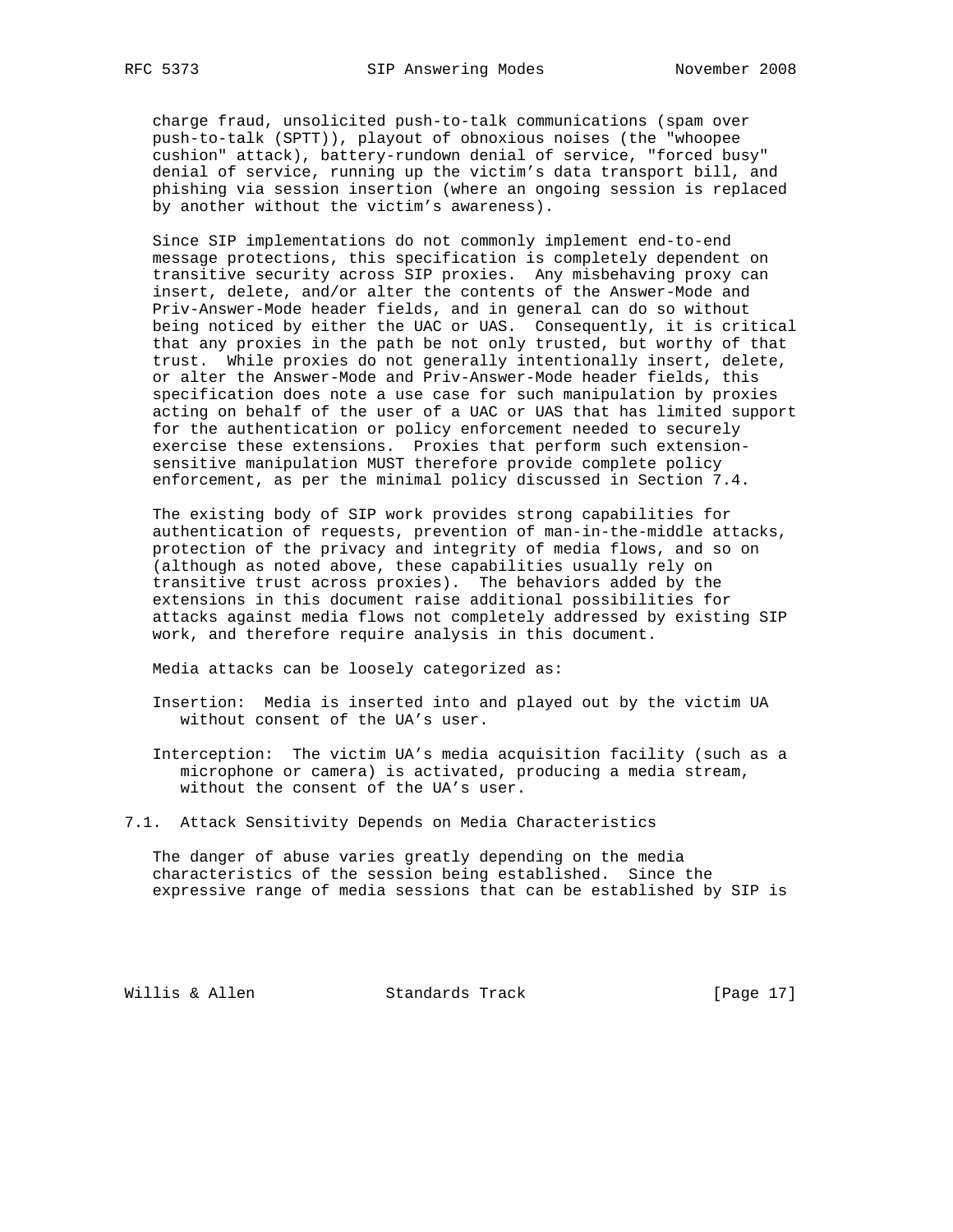charge fraud, unsolicited push-to-talk communications (spam over push-to-talk (SPTT)), playout of obnoxious noises (the "whoopee cushion" attack), battery-rundown denial of service, "forced busy" denial of service, running up the victim's data transport bill, and phishing via session insertion (where an ongoing session is replaced by another without the victim's awareness).

Since SIP implementations do not commonly implement end-to-end message protections, this specification is completely dependent on transitive security across SIP proxies. Any misbehaving proxy can insert, delete, and/or alter the contents of the Answer-Mode and Priv-Answer-Mode header fields, and in general can do so without being noticed by either the UAC or UAS. Consequently, it is critical that any proxies in the path be not only trusted, but worthy of that trust. While proxies do not generally intentionally insert, delete, or alter the Answer-Mode and Priv-Answer-Mode header fields, this specification does note a use case for such manipulation by proxies acting on behalf of the user of a UAC or UAS that has limited support for the authentication or policy enforcement needed to securely exercise these extensions. Proxies that perform such extension-sensitive manipulation MUST therefore provide complete policy enforcement, as per the minimal policy discussed in Section 7.4.

The existing body of SIP work provides strong capabilities for authentication of requests, prevention of man-in-the-middle attacks, protection of the privacy and integrity of media flows, and so on (although as noted above, these capabilities usually rely on transitive trust across proxies). The behaviors added by the extensions in this document raise additional possibilities for attacks against media flows not completely addressed by existing SIP work, and therefore require analysis in this document.

Media attacks can be loosely categorized as:

Insertion: Media is inserted into and played out by the victim UA without consent of the UA's user.

Interception: The victim UA's media acquisition facility (such as a microphone or camera) is activated, producing a media stream, without the consent of the UA's user.

## 7.1. Attack Sensitivity Depends on Media Characteristics

The danger of abuse varies greatly depending on the media characteristics of the session being established. Since the expressive range of media sessions that can be established by SIP is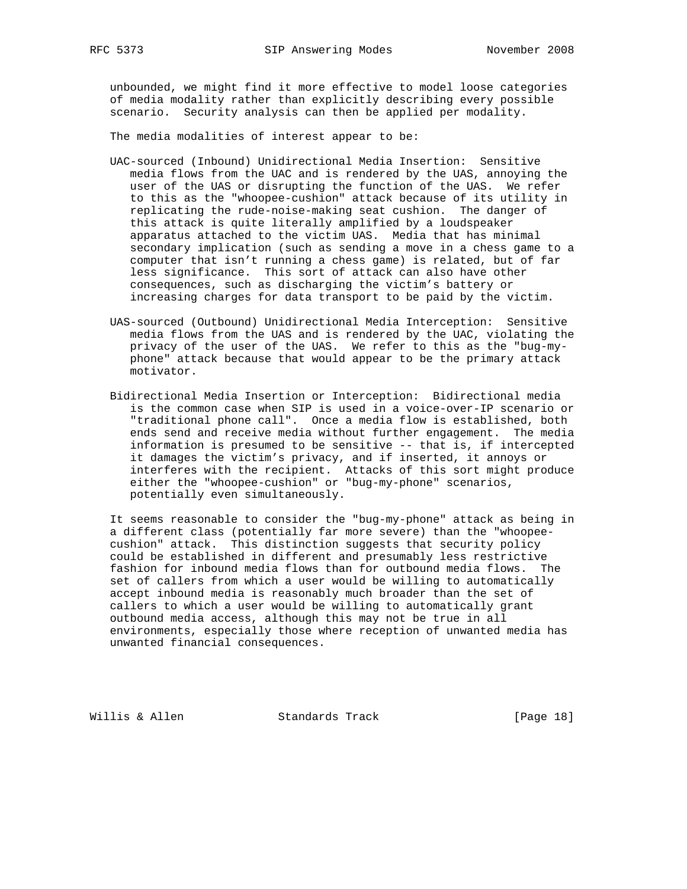unbounded, we might find it more effective to model loose categories of media modality rather than explicitly describing every possible scenario. Security analysis can then be applied per modality.

The media modalities of interest appear to be:

UAC-sourced (Inbound) Unidirectional Media Insertion: Sensitive media flows from the UAC and is rendered by the UAS, annoying the user of the UAS or disrupting the function of the UAS. We refer to this as the "whoopee-cushion" attack because of its utility in replicating the rude-noise-making seat cushion. The danger of this attack is quite literally amplified by a loudspeaker apparatus attached to the victim UAS. Media that has minimal secondary implication (such as sending a move in a chess game to a computer that isn't running a chess game) is related, but of far less significance. This sort of attack can also have other consequences, such as discharging the victim's battery or increasing charges for data transport to be paid by the victim.

UAS-sourced (Outbound) Unidirectional Media Interception: Sensitive media flows from the UAS and is rendered by the UAC, violating the privacy of the user of the UAS. We refer to this as the "bug-my-phone" attack because that would appear to be the primary attack motivator.

Bidirectional Media Insertion or Interception: Bidirectional media is the common case when SIP is used in a voice-over-IP scenario or "traditional phone call". Once a media flow is established, both ends send and receive media without further engagement. The media information is presumed to be sensitive -- that is, if intercepted it damages the victim's privacy, and if inserted, it annoys or interferes with the recipient. Attacks of this sort might produce either the "whoopee-cushion" or "bug-my-phone" scenarios, potentially even simultaneously.

It seems reasonable to consider the "bug-my-phone" attack as being in a different class (potentially far more severe) than the "whoopee-cushion" attack. This distinction suggests that security policy could be established in different and presumably less restrictive fashion for inbound media flows than for outbound media flows. The set of callers from which a user would be willing to automatically accept inbound media is reasonably much broader than the set of callers to which a user would be willing to automatically grant outbound media access, although this may not be true in all environments, especially those where reception of unwanted media has unwanted financial consequences.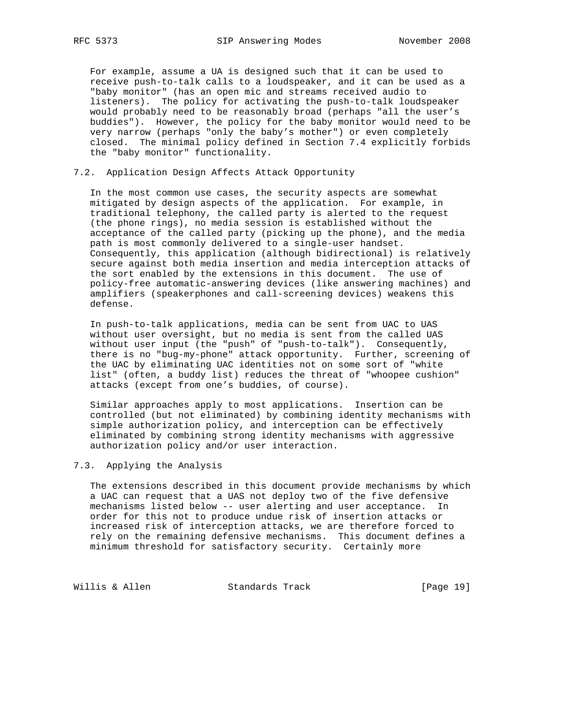For example, assume a UA is designed such that it can be used to receive push-to-talk calls to a loudspeaker, and it can be used as a "baby monitor" (has an open mic and streams received audio to listeners). The policy for activating the push-to-talk loudspeaker would probably need to be reasonably broad (perhaps "all the user's buddies"). However, the policy for the baby monitor would need to be very narrow (perhaps "only the baby's mother") or even completely closed. The minimal policy defined in Section 7.4 explicitly forbids the "baby monitor" functionality.

### 7.2. Application Design Affects Attack Opportunity

In the most common use cases, the security aspects are somewhat mitigated by design aspects of the application. For example, in traditional telephony, the called party is alerted to the request (the phone rings), no media session is established without the acceptance of the called party (picking up the phone), and the media path is most commonly delivered to a single-user handset. Consequently, this application (although bidirectional) is relatively secure against both media insertion and media interception attacks of the sort enabled by the extensions in this document. The use of policy-free automatic-answering devices (like answering machines) and amplifiers (speakerphones and call-screening devices) weakens this defense.

In push-to-talk applications, media can be sent from UAC to UAS without user oversight, but no media is sent from the called UAS without user input (the "push" of "push-to-talk"). Consequently, there is no "bug-my-phone" attack opportunity. Further, screening of the UAC by eliminating UAC identities not on some sort of "white list" (often, a buddy list) reduces the threat of "whoopee cushion" attacks (except from one's buddies, of course).

Similar approaches apply to most applications. Insertion can be controlled (but not eliminated) by combining identity mechanisms with simple authorization policy, and interception can be effectively eliminated by combining strong identity mechanisms with aggressive authorization policy and/or user interaction.

### 7.3. Applying the Analysis

The extensions described in this document provide mechanisms by which a UAC can request that a UAS not deploy two of the five defensive mechanisms listed below -- user alerting and user acceptance. In order for this not to produce undue risk of insertion attacks or increased risk of interception attacks, we are therefore forced to rely on the remaining defensive mechanisms. This document defines a minimum threshold for satisfactory security. Certainly more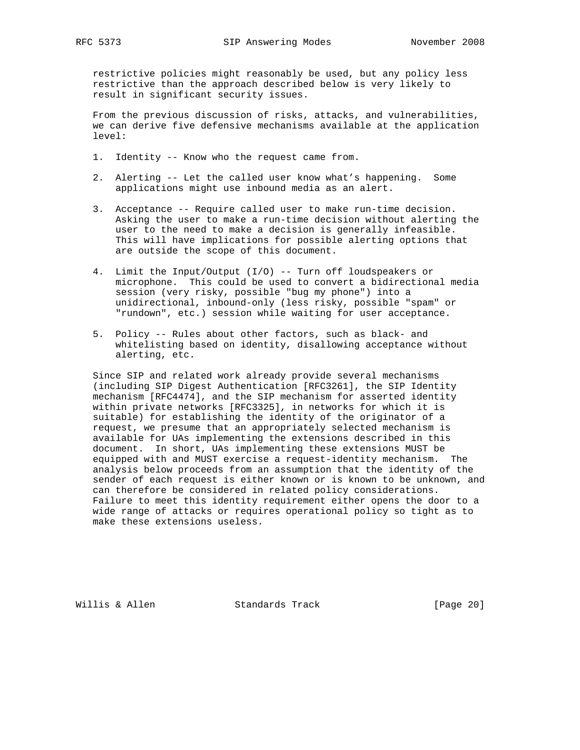restrictive policies might reasonably be used, but any policy less restrictive than the approach described below is very likely to result in significant security issues.

From the previous discussion of risks, attacks, and vulnerabilities, we can derive five defensive mechanisms available at the application level:

1. Identity -- Know who the request came from.

2. Alerting -- Let the called user know what's happening. Some applications might use inbound media as an alert.

3. Acceptance -- Require called user to make run-time decision. Asking the user to make a run-time decision without alerting the user to the need to make a decision is generally infeasible. This will have implications for possible alerting options that are outside the scope of this document.

4. Limit the Input/Output (I/O) -- Turn off loudspeakers or microphone. This could be used to convert a bidirectional media session (very risky, possible "bug my phone") into a unidirectional, inbound-only (less risky, possible "spam" or "rundown", etc.) session while waiting for user acceptance.

5. Policy -- Rules about other factors, such as black- and whitelisting based on identity, disallowing acceptance without alerting, etc.

Since SIP and related work already provide several mechanisms (including SIP Digest Authentication [RFC3261], the SIP Identity mechanism [RFC4474], and the SIP mechanism for asserted identity within private networks [RFC3325], in networks for which it is suitable) for establishing the identity of the originator of a request, we presume that an appropriately selected mechanism is available for UAs implementing the extensions described in this document. In short, UAs implementing these extensions MUST be equipped with and MUST exercise a request-identity mechanism. The analysis below proceeds from an assumption that the identity of the sender of each request is either known or is known to be unknown, and can therefore be considered in related policy considerations. Failure to meet this identity requirement either opens the door to a wide range of attacks or requires operational policy so tight as to make these extensions useless.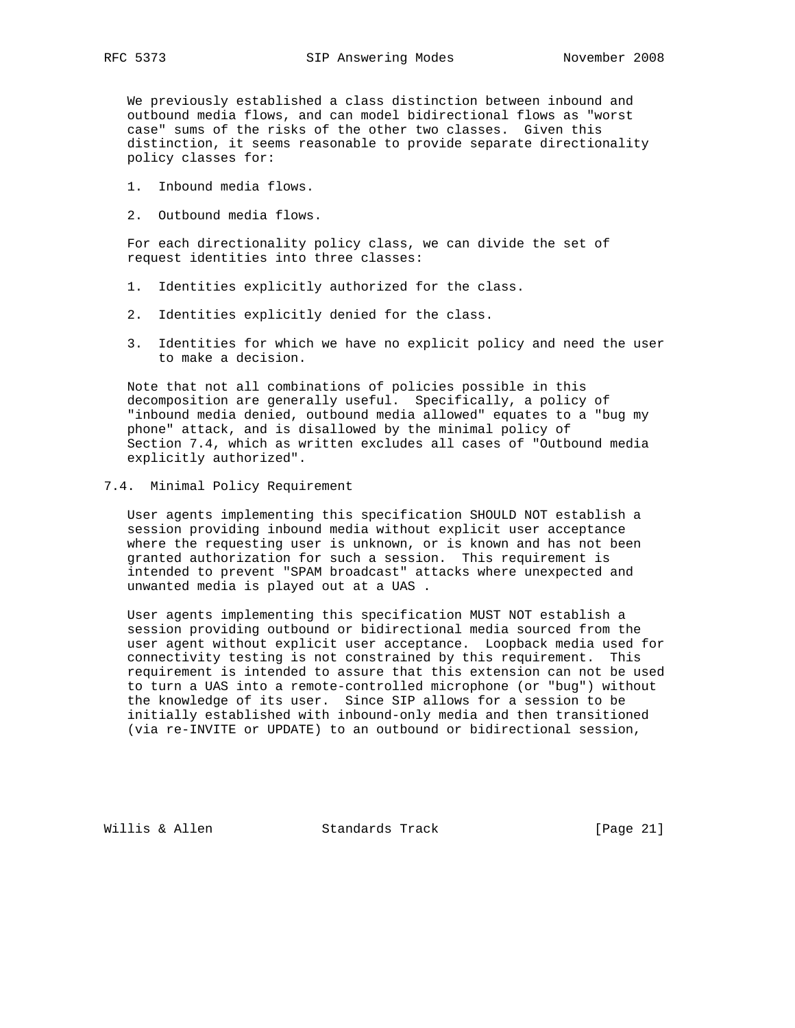We previously established a class distinction between inbound and outbound media flows, and can model bidirectional flows as "worst case" sums of the risks of the other two classes. Given this distinction, it seems reasonable to provide separate directionality policy classes for:

1. Inbound media flows.

2. Outbound media flows.

For each directionality policy class, we can divide the set of request identities into three classes:

1. Identities explicitly authorized for the class.

2. Identities explicitly denied for the class.

3. Identities for which we have no explicit policy and need the user to make a decision.

Note that not all combinations of policies possible in this decomposition are generally useful. Specifically, a policy of "inbound media denied, outbound media allowed" equates to a "bug my phone" attack, and is disallowed by the minimal policy of Section 7.4, which as written excludes all cases of "Outbound media explicitly authorized".

## 7.4. Minimal Policy Requirement

User agents implementing this specification SHOULD NOT establish a session providing inbound media without explicit user acceptance where the requesting user is unknown, or is known and has not been granted authorization for such a session. This requirement is intended to prevent "SPAM broadcast" attacks where unexpected and unwanted media is played out at a UAS .

User agents implementing this specification MUST NOT establish a session providing outbound or bidirectional media sourced from the user agent without explicit user acceptance. Loopback media used for connectivity testing is not constrained by this requirement. This requirement is intended to assure that this extension can not be used to turn a UAS into a remote-controlled microphone (or "bug") without the knowledge of its user. Since SIP allows for a session to be initially established with inbound-only media and then transitioned (via re-INVITE or UPDATE) to an outbound or bidirectional session,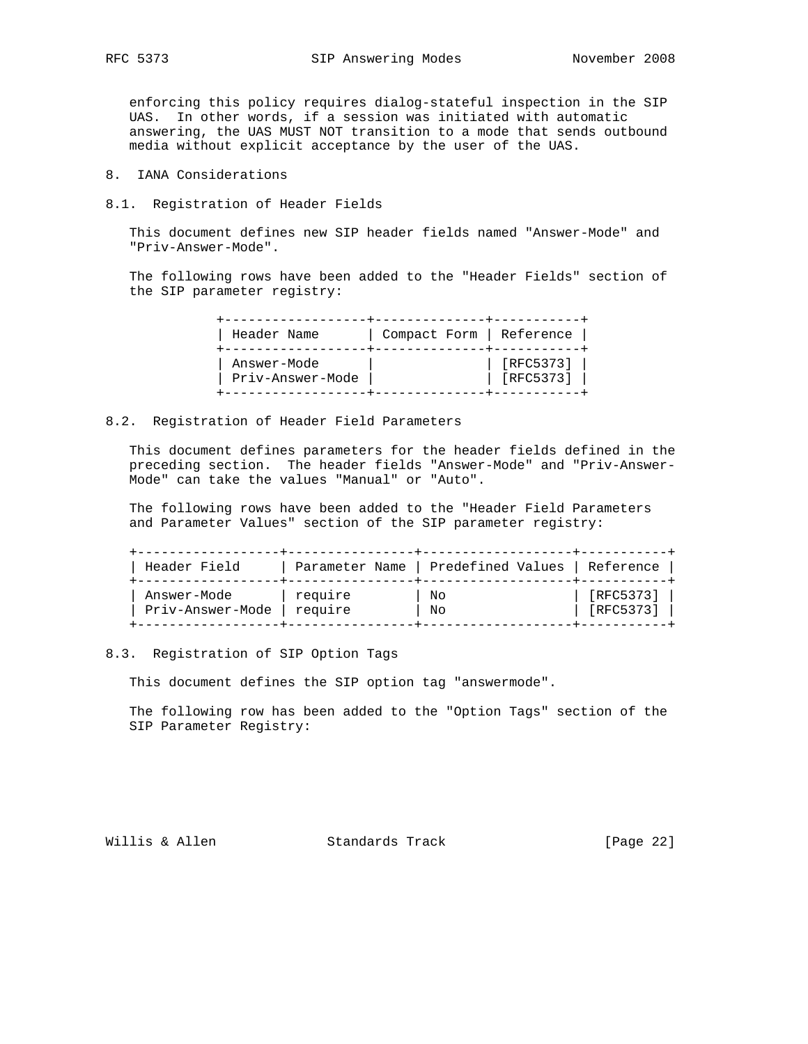enforcing this policy requires dialog-stateful inspection in the SIP UAS. In other words, if a session was initiated with automatic answering, the UAS MUST NOT transition to a mode that sends outbound media without explicit acceptance by the user of the UAS.

## 8. IANA Considerations

### 8.1. Registration of Header Fields

This document defines new SIP header fields named "Answer-Mode" and "Priv-Answer-Mode".

The following rows have been added to the "Header Fields" section of the SIP parameter registry:

| Header Name | Compact Form | Reference |
|---|---|---|
| Answer-Mode | | [RFC5373] |
| Priv-Answer-Mode | | [RFC5373] |

### 8.2. Registration of Header Field Parameters

This document defines parameters for the header fields defined in the preceding section. The header fields "Answer-Mode" and "Priv-Answer-Mode" can take the values "Manual" or "Auto".

The following rows have been added to the "Header Field Parameters and Parameter Values" section of the SIP parameter registry:

| Header Field | Parameter Name | Predefined Values | Reference |
|---|---|---|---|
| Answer-Mode | require | No | [RFC5373] |
| Priv-Answer-Mode | require | No | [RFC5373] |

### 8.3. Registration of SIP Option Tags

This document defines the SIP option tag "answermode".

The following row has been added to the "Option Tags" section of the SIP Parameter Registry: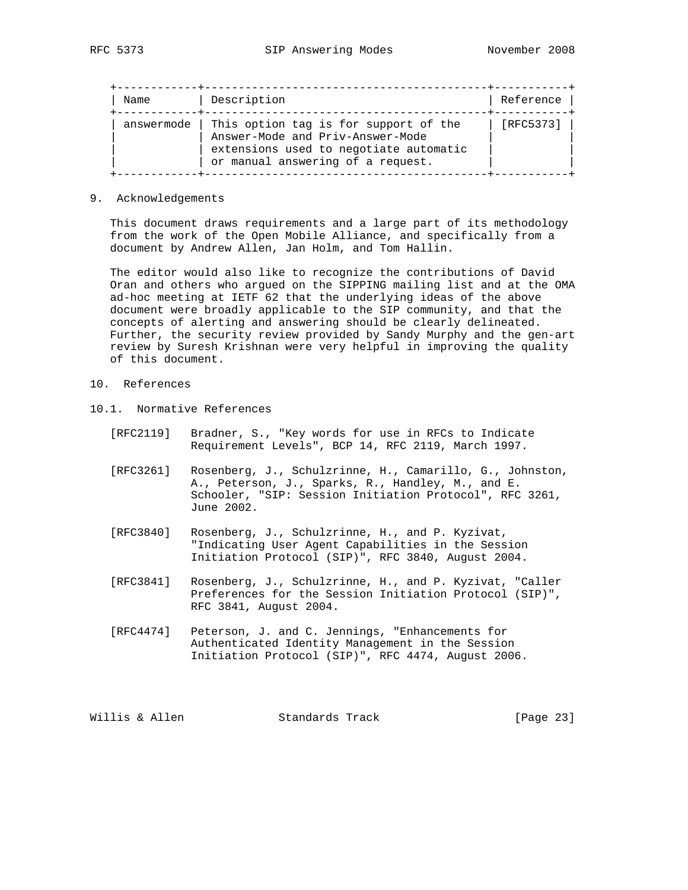| Name | Description | Reference |
|---|---|---|
| answermode | This option tag is for support of the Answer-Mode and Priv-Answer-Mode extensions used to negotiate automatic or manual answering of a request. | [RFC5373] |

## 9. Acknowledgements

This document draws requirements and a large part of its methodology from the work of the Open Mobile Alliance, and specifically from a document by Andrew Allen, Jan Holm, and Tom Hallin.

The editor would also like to recognize the contributions of David Oran and others who argued on the SIPPING mailing list and at the OMA ad-hoc meeting at IETF 62 that the underlying ideas of the above document were broadly applicable to the SIP community, and that the concepts of alerting and answering should be clearly delineated. Further, the security review provided by Sandy Murphy and the gen-art review by Suresh Krishnan were very helpful in improving the quality of this document.

## 10. References

### 10.1. Normative References

[RFC2119] Bradner, S., "Key words for use in RFCs to Indicate Requirement Levels", BCP 14, RFC 2119, March 1997.

[RFC3261] Rosenberg, J., Schulzrinne, H., Camarillo, G., Johnston, A., Peterson, J., Sparks, R., Handley, M., and E. Schooler, "SIP: Session Initiation Protocol", RFC 3261, June 2002.

[RFC3840] Rosenberg, J., Schulzrinne, H., and P. Kyzivat, "Indicating User Agent Capabilities in the Session Initiation Protocol (SIP)", RFC 3840, August 2004.

[RFC3841] Rosenberg, J., Schulzrinne, H., and P. Kyzivat, "Caller Preferences for the Session Initiation Protocol (SIP)", RFC 3841, August 2004.

[RFC4474] Peterson, J. and C. Jennings, "Enhancements for Authenticated Identity Management in the Session Initiation Protocol (SIP)", RFC 4474, August 2006.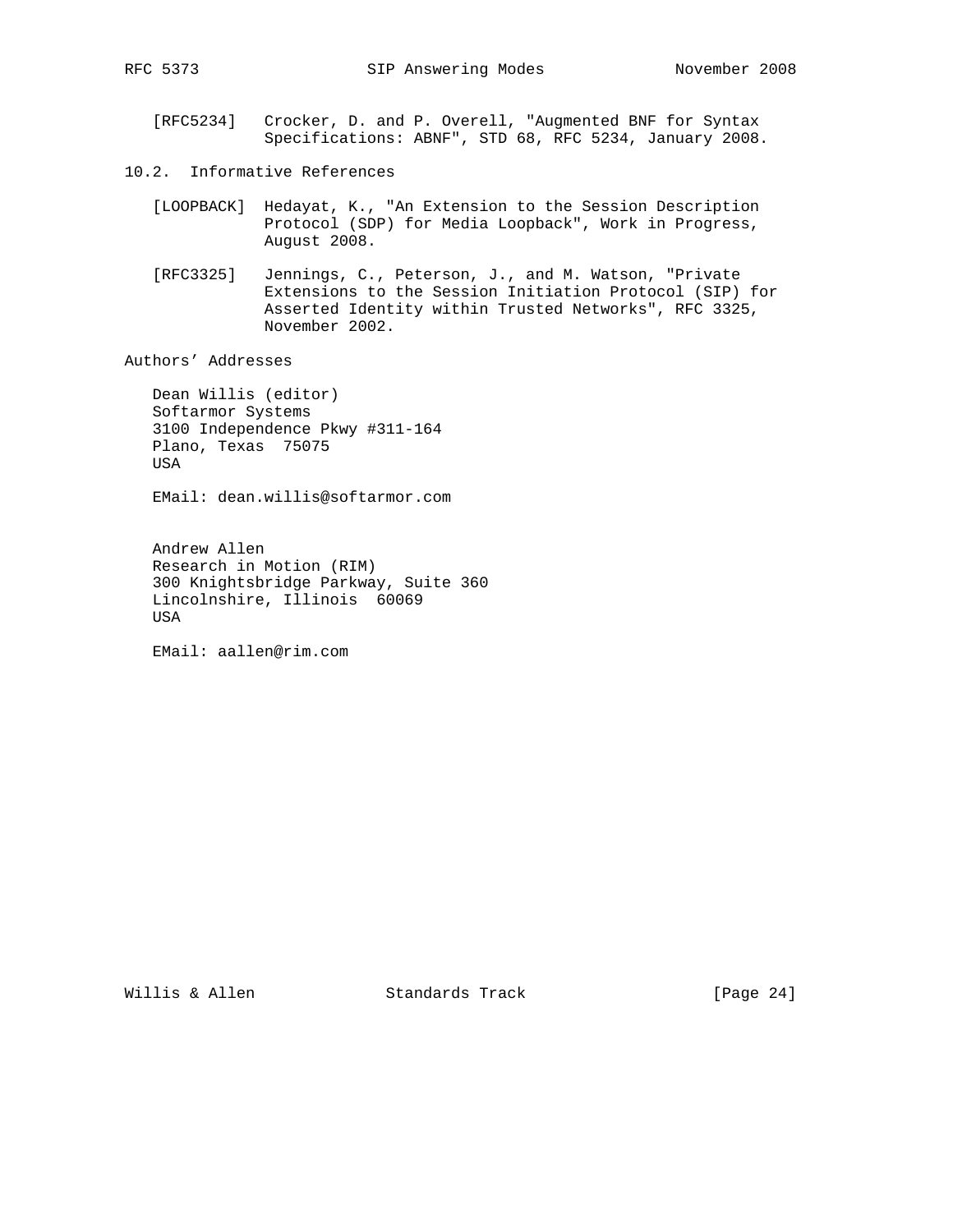[RFC5234] Crocker, D. and P. Overell, "Augmented BNF for Syntax Specifications: ABNF", STD 68, RFC 5234, January 2008.

## 10.2. Informative References

[LOOPBACK] Hedayat, K., "An Extension to the Session Description Protocol (SDP) for Media Loopback", Work in Progress, August 2008.

[RFC3325] Jennings, C., Peterson, J., and M. Watson, "Private Extensions to the Session Initiation Protocol (SIP) for Asserted Identity within Trusted Networks", RFC 3325, November 2002.

## Authors' Addresses

Dean Willis (editor)
Softarmor Systems
3100 Independence Pkwy #311-164
Plano, Texas 75075
USA

EMail: dean.willis@softarmor.com

Andrew Allen
Research in Motion (RIM)
300 Knightsbridge Parkway, Suite 360
Lincolnshire, Illinois 60069
USA

EMail: aallen@rim.com